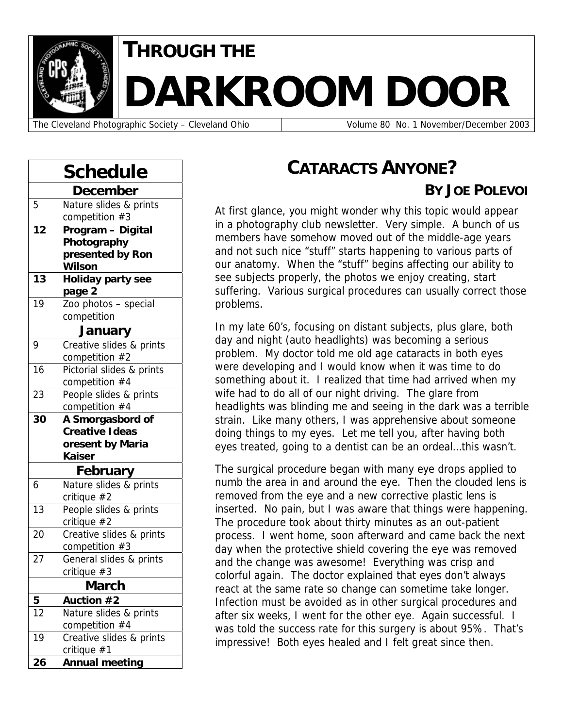# THROUGH THE DARKROOM DOOR

The Cleveland Photographic Society – Cleveland Ohio | Volume 80 No. 1 November/December 2003

## Schedule

| Date | Event |
|---|---|
| **December** | |
| 5 | Nature slides & prints competition #3 |
| **12** | **Program – Digital Photography presented by Ron Wilson** |
| **13** | **Holiday party see page 2** |
| 19 | Zoo photos – special competition |
| **January** | |
| 9 | Creative slides & prints competition #2 |
| 16 | Pictorial slides & prints competition #4 |
| 23 | People slides & prints competition #4 |
| **30** | **A Smorgasbord of Creative Ideas oresent by Maria Kaiser** |
| **February** | |
| 6 | Nature slides & prints critique #2 |
| 13 | People slides & prints critique #2 |
| 20 | Creative slides & prints competition #3 |
| 27 | General slides & prints critique #3 |
| **March** | |
| **5** | **Auction #2** |
| 12 | Nature slides & prints competition #4 |
| 19 | Creative slides & prints critique #1 |
| **26** | **Annual meeting** |

## CATARACTS ANYONE?

### BY JOE POLEVOI

At first glance, you might wonder why this topic would appear in a photography club newsletter. Very simple. A bunch of us members have somehow moved out of the middle-age years and not such nice "stuff" starts happening to various parts of our anatomy. When the "stuff" begins affecting our ability to see subjects properly, the photos we enjoy creating, start suffering. Various surgical procedures can usually correct those problems.

In my late 60's, focusing on distant subjects, plus glare, both day and night (auto headlights) was becoming a serious problem. My doctor told me old age cataracts in both eyes were developing and I would know when it was time to do something about it. I realized that time had arrived when my wife had to do all of our night driving. The glare from headlights was blinding me and seeing in the dark was a terrible strain. Like many others, I was apprehensive about someone doing things to my eyes. Let me tell you, after having both eyes treated, going to a dentist can be an ordeal…this wasn't.

The surgical procedure began with many eye drops applied to numb the area in and around the eye. Then the clouded lens is removed from the eye and a new corrective plastic lens is inserted. No pain, but I was aware that things were happening. The procedure took about thirty minutes as an out-patient process. I went home, soon afterward and came back the next day when the protective shield covering the eye was removed and the change was awesome! Everything was crisp and colorful again. The doctor explained that eyes don't always react at the same rate so change can sometime take longer. Infection must be avoided as in other surgical procedures and after six weeks, I went for the other eye. Again successful. I was told the success rate for this surgery is about 95%. That's impressive! Both eyes healed and I felt great since then.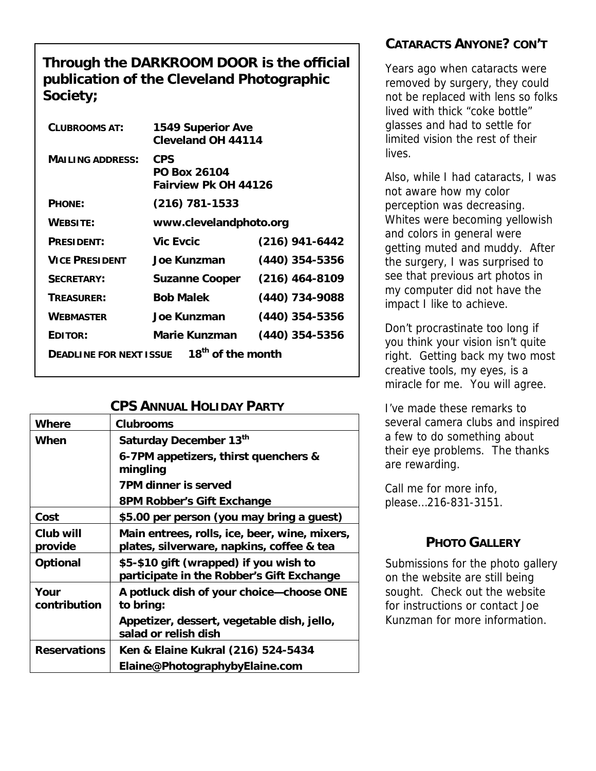## Through the DARKROOM DOOR is the official publication of the Cleveland Photographic Society;

| | | |
|---|---|---|
| **CLUBROOMS AT:** | **1549 Superior Ave Cleveland OH 44114** | |
| **MAILING ADDRESS:** | **CPS PO Box 26104 Fairview Pk OH 44126** | |
| **PHONE:** | **(216) 781-1533** | |
| **WEBSITE:** | **www.clevelandphoto.org** | |
| **PRESIDENT:** | **Vic Evcic** | **(216) 941-6442** |
| **VICE PRESIDENT** | **Joe Kunzman** | **(440) 354-5356** |
| **SECRETARY:** | **Suzanne Cooper** | **(216) 464-8109** |
| **TREASURER:** | **Bob Malek** | **(440) 734-9088** |
| **WEBMASTER** | **Joe Kunzman** | **(440) 354-5356** |
| **EDITOR:** | **Marie Kunzman** | **(440) 354-5356** |
| **DEADLINE FOR NEXT ISSUE** | **18th of the month** | |

## CPS ANNUAL HOLIDAY PARTY

| Where | Clubrooms |
|---|---|
| **When** | **Saturday December 13th**<br>**6-7PM appetizers, thirst quenchers & mingling**<br>**7PM dinner is served**<br>**8PM Robber's Gift Exchange** |
| **Cost** | **$5.00 per person (you may bring a guest)** |
| **Club will provide** | **Main entrees, rolls, ice, beer, wine, mixers, plates, silverware, napkins, coffee & tea** |
| **Optional** | **$5-$10 gift (wrapped) if you wish to participate in the Robber's Gift Exchange** |
| **Your contribution** | **A potluck dish of your choice—choose ONE to bring:**<br>**Appetizer, dessert, vegetable dish, jello, salad or relish dish** |
| **Reservations** | **Ken & Elaine Kukral (216) 524-5434**<br>**Elaine@PhotographybyElaine.com** |

## CATARACTS ANYONE? CON'T

Years ago when cataracts were removed by surgery, they could not be replaced with lens so folks lived with thick "coke bottle" glasses and had to settle for limited vision the rest of their lives.

Also, while I had cataracts, I was not aware how my color perception was decreasing. Whites were becoming yellowish and colors in general were getting muted and muddy. After the surgery, I was surprised to see that previous art photos in my computer did not have the impact I like to achieve.

Don't procrastinate too long if you think your vision isn't quite right. Getting back my two most creative tools, my eyes, is a miracle for me. You will agree.

I've made these remarks to several camera clubs and inspired a few to do something about their eye problems. The thanks are rewarding.

Call me for more info, please…216-831-3151.

## PHOTO GALLERY

Submissions for the photo gallery on the website are still being sought. Check out the website for instructions or contact Joe Kunzman for more information.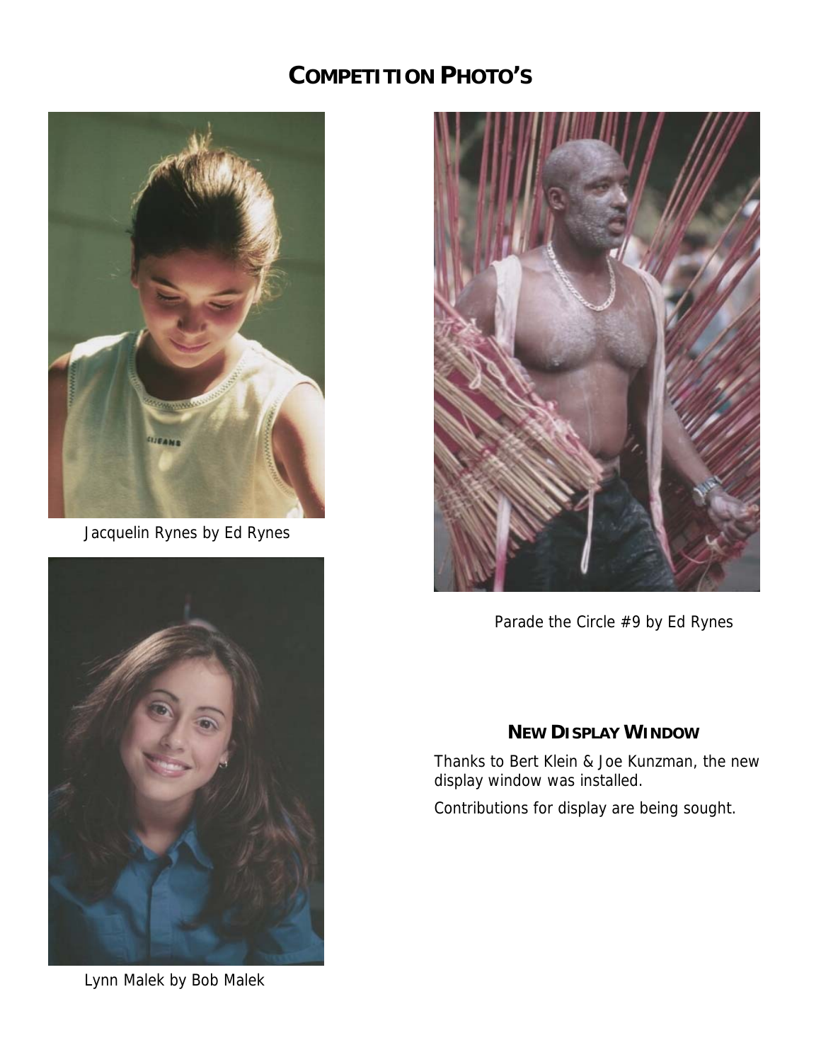## COMPETITION PHOTO'S

Jacquelin Rynes by Ed Rynes

Lynn Malek by Bob Malek

Parade the Circle #9 by Ed Rynes

### NEW DISPLAY WINDOW

Thanks to Bert Klein & Joe Kunzman, the new display window was installed.

Contributions for display are being sought.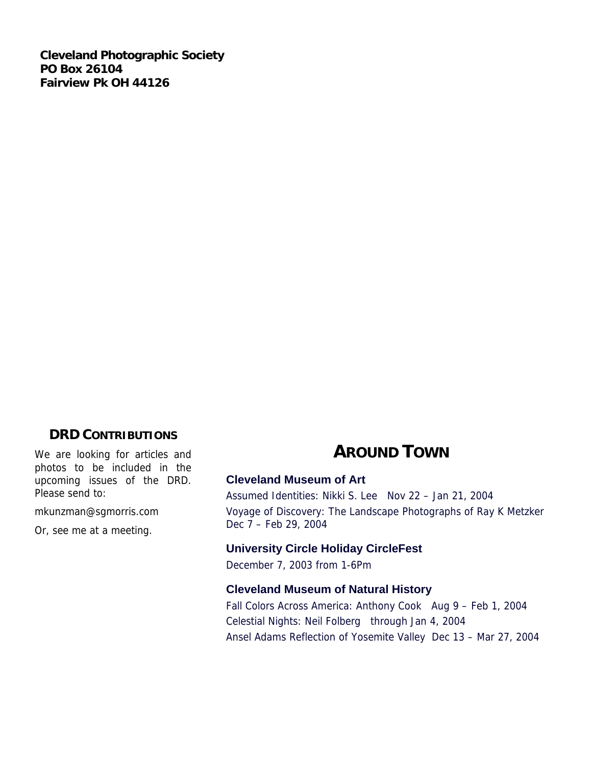**Cleveland Photographic Society**
**PO Box 26104**
**Fairview Pk OH 44126**

## DRD CONTRIBUTIONS

We are looking for articles and photos to be included in the upcoming issues of the DRD. Please send to:

mkunzman@sgmorris.com

Or, see me at a meeting.

# AROUND TOWN

### Cleveland Museum of Art

Assumed Identities: Nikki S. Lee  Nov 22 – Jan 21, 2004

Voyage of Discovery: The Landscape Photographs of Ray K Metzker Dec 7 – Feb 29, 2004

### University Circle Holiday CircleFest

December 7, 2003 from 1-6Pm

### Cleveland Museum of Natural History

Fall Colors Across America: Anthony Cook  Aug 9 – Feb 1, 2004

Celestial Nights: Neil Folberg  through Jan 4, 2004

Ansel Adams Reflection of Yosemite Valley  Dec 13 – Mar 27, 2004